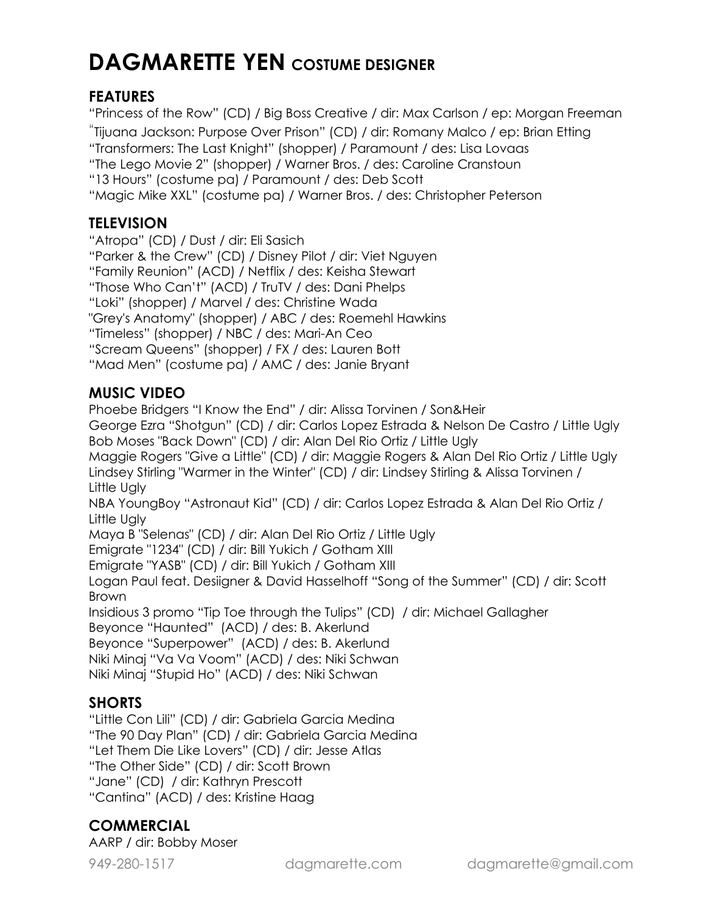# DAGMARETTE YEN COSTUME DESIGNER

## FEATURES

"Princess of the Row" (CD) / Big Boss Creative / dir: Max Carlson / ep: Morgan Freeman
"Tijuana Jackson: Purpose Over Prison" (CD) / dir: Romany Malco / ep: Brian Etting
"Transformers: The Last Knight" (shopper) / Paramount / des: Lisa Lovaas
"The Lego Movie 2" (shopper) / Warner Bros. / des: Caroline Cranstoun
"13 Hours" (costume pa) / Paramount / des: Deb Scott
"Magic Mike XXL" (costume pa) / Warner Bros. / des: Christopher Peterson

## TELEVISION

"Atropa" (CD) / Dust / dir: Eli Sasich
"Parker & the Crew" (CD) / Disney Pilot / dir: Viet Nguyen
"Family Reunion" (ACD) / Netflix / des: Keisha Stewart
"Those Who Can't" (ACD) / TruTV / des: Dani Phelps
"Loki" (shopper) / Marvel / des: Christine Wada
"Grey's Anatomy" (shopper) / ABC / des: Roemehl Hawkins
"Timeless" (shopper) / NBC / des: Mari-An Ceo
"Scream Queens" (shopper) / FX / des: Lauren Bott
"Mad Men" (costume pa) / AMC / des: Janie Bryant

## MUSIC VIDEO

Phoebe Bridgers "I Know the End" / dir: Alissa Torvinen / Son&Heir
George Ezra "Shotgun" (CD) / dir: Carlos Lopez Estrada & Nelson De Castro / Little Ugly
Bob Moses "Back Down" (CD) / dir: Alan Del Rio Ortiz / Little Ugly
Maggie Rogers "Give a Little" (CD) / dir: Maggie Rogers & Alan Del Rio Ortiz / Little Ugly
Lindsey Stirling "Warmer in the Winter" (CD) / dir: Lindsey Stirling & Alissa Torvinen / Little Ugly
NBA YoungBoy "Astronaut Kid" (CD) / dir: Carlos Lopez Estrada & Alan Del Rio Ortiz / Little Ugly
Maya B "Selenas" (CD) / dir: Alan Del Rio Ortiz / Little Ugly
Emigrate "1234" (CD) / dir: Bill Yukich / Gotham XIII
Emigrate "YASB" (CD) / dir: Bill Yukich / Gotham XIII
Logan Paul feat. Desiigner & David Hasselhoff "Song of the Summer" (CD) / dir: Scott Brown
Insidious 3 promo "Tip Toe through the Tulips" (CD) / dir: Michael Gallagher
Beyonce "Haunted" (ACD) / des: B. Akerlund
Beyonce "Superpower" (ACD) / des: B. Akerlund
Niki Minaj "Va Va Voom" (ACD) / des: Niki Schwan
Niki Minaj "Stupid Ho" (ACD) / des: Niki Schwan

## SHORTS

"Little Con Lili" (CD) / dir: Gabriela Garcia Medina
"The 90 Day Plan" (CD) / dir: Gabriela Garcia Medina
"Let Them Die Like Lovers" (CD) / dir: Jesse Atlas
"The Other Side" (CD) / dir: Scott Brown
"Jane" (CD) / dir: Kathryn Prescott
"Cantina" (ACD) / des: Kristine Haag

## COMMERCIAL

AARP / dir: Bobby Moser

949-280-1517 dagmarette.com dagmarette@gmail.com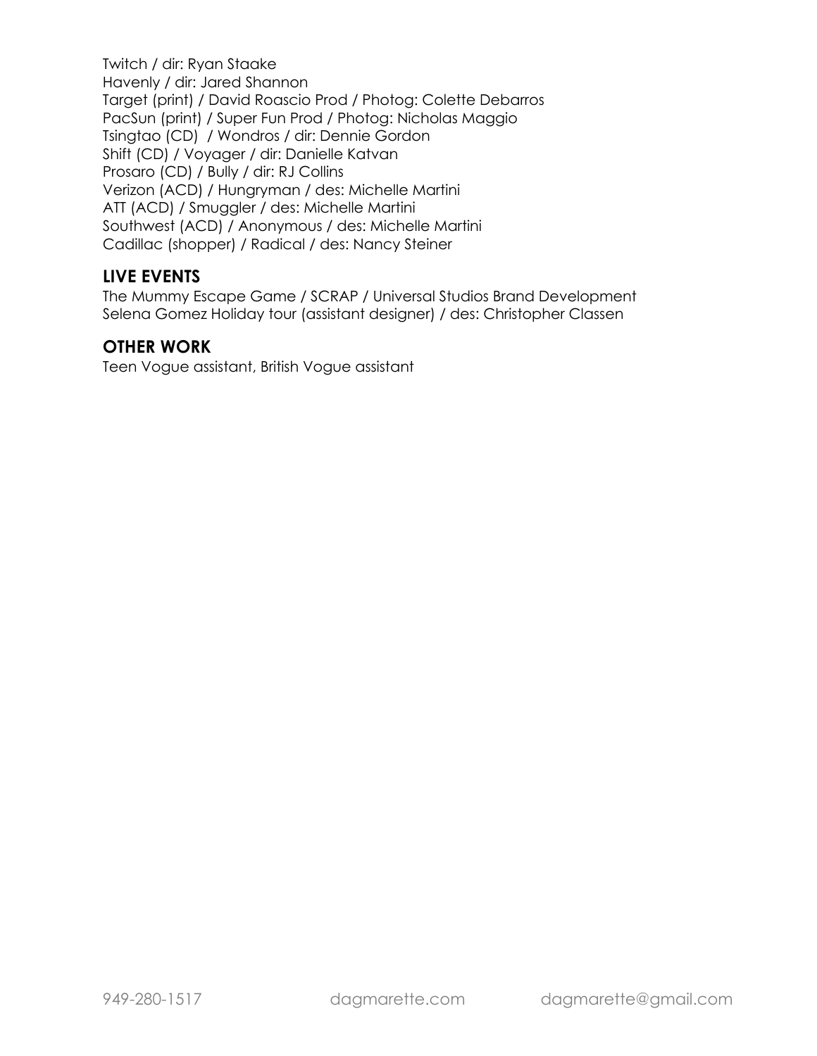Twitch / dir: Ryan Staake
Havenly / dir: Jared Shannon
Target (print) / David Roascio Prod / Photog: Colette Debarros
PacSun (print) / Super Fun Prod / Photog: Nicholas Maggio
Tsingtao (CD) / Wondros / dir: Dennie Gordon
Shift (CD) / Voyager / dir: Danielle Katvan
Prosaro (CD) / Bully / dir: RJ Collins
Verizon (ACD) / Hungryman / des: Michelle Martini
ATT (ACD) / Smuggler / des: Michelle Martini
Southwest (ACD) / Anonymous / des: Michelle Martini
Cadillac (shopper) / Radical / des: Nancy Steiner

## LIVE EVENTS

The Mummy Escape Game / SCRAP / Universal Studios Brand Development
Selena Gomez Holiday tour (assistant designer) / des: Christopher Classen

## OTHER WORK

Teen Vogue assistant, British Vogue assistant

949-280-1517 dagmarette.com dagmarette@gmail.com